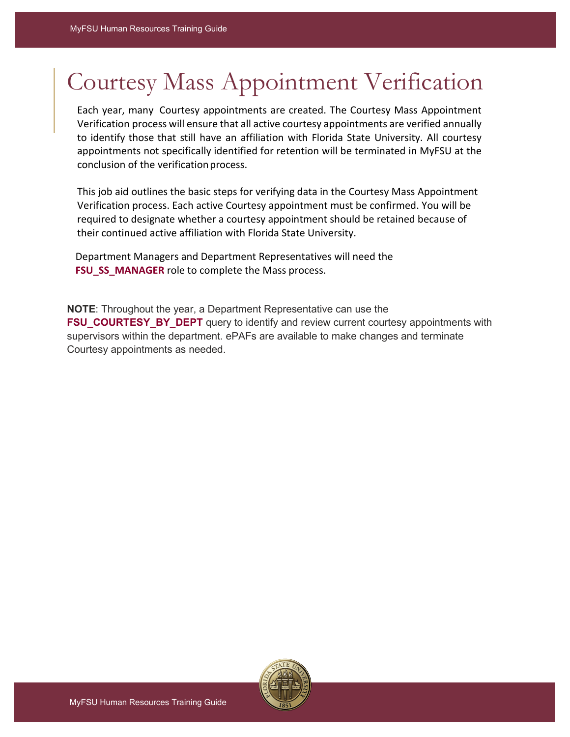# Courtesy Mass Appointment Verification

Each year, many Courtesy appointments are created. The Courtesy Mass Appointment Verification process will ensure that all active courtesy appointments are verified annually to identify those that still have an affiliation with Florida State University. All courtesy appointments not specifically identified for retention will be terminated in MyFSU at the conclusion of the verification process.

This job aid outlines the basic steps for verifying data in the Courtesy Mass Appointment Verification process. Each active Courtesy appointment must be confirmed. You will be required to designate whether a courtesy appointment should be retained because of their continued active affiliation with Florida State University.

Department Managers and Department Representatives will need the **FSU_SS_MANAGER** role to complete the Mass process.

**NOTE**: Throughout the year, a Department Representative can use the **FSU_COURTESY_BY_DEPT** query to identify and review current courtesy appointments with supervisors within the department. ePAFs are available to make changes and terminate Courtesy appointments as needed.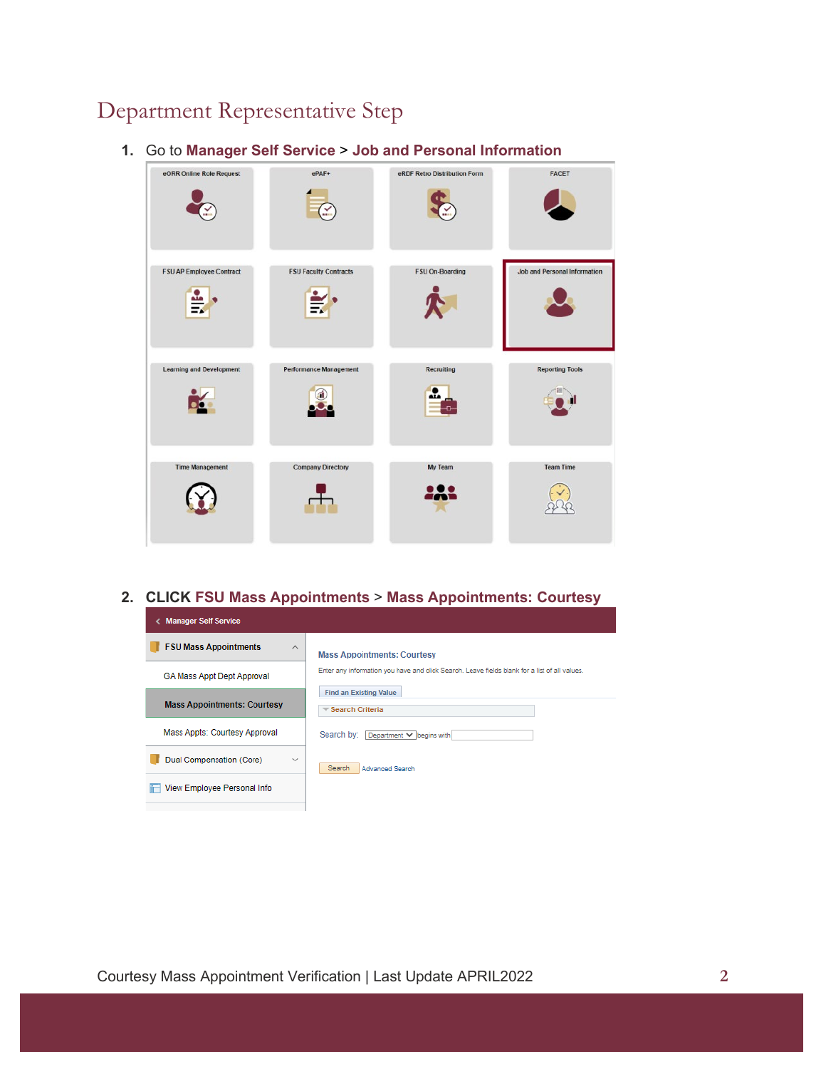# Department Representative Step

1. Go to **Manager Self Service** > **Job and Personal Information**

2. **CLICK FSU Mass Appointments** > **Mass Appointments: Courtesy**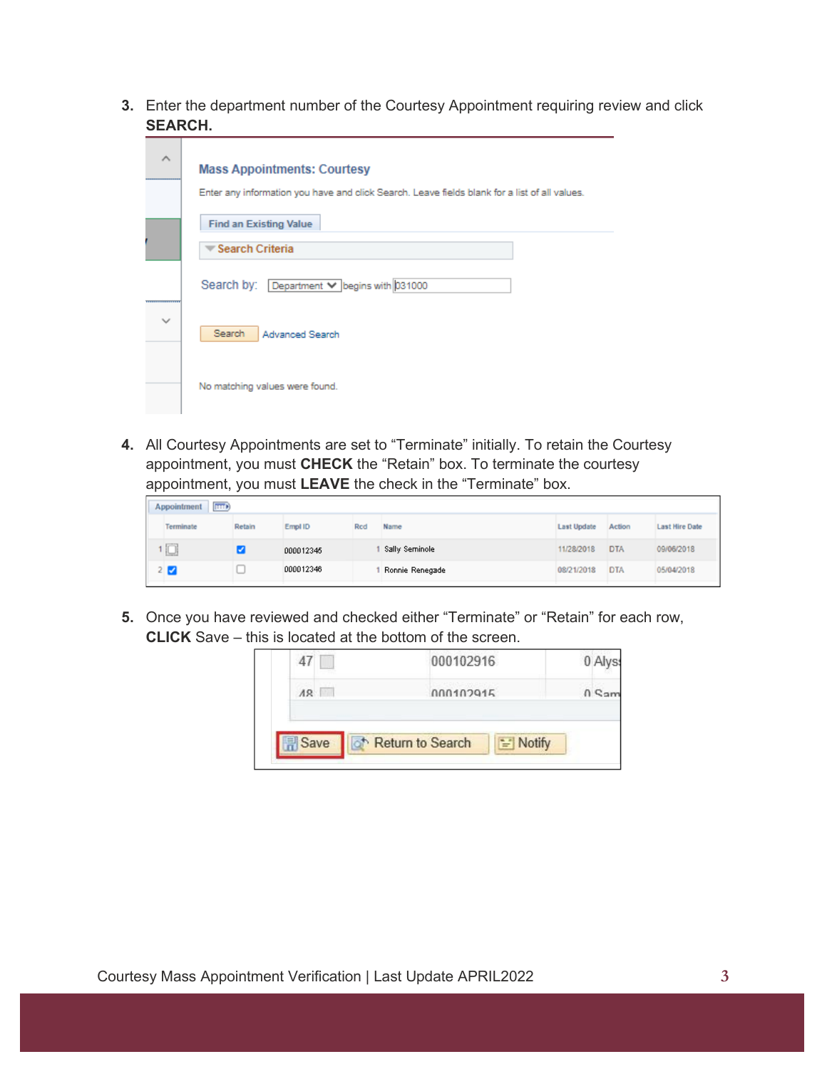3. Enter the department number of the Courtesy Appointment requiring review and click **SEARCH.**

4. All Courtesy Appointments are set to “Terminate” initially. To retain the Courtesy appointment, you must **CHECK** the “Retain” box. To terminate the courtesy appointment, you must **LEAVE** the check in the “Terminate” box.

5. Once you have reviewed and checked either “Terminate” or “Retain” for each row, **CLICK** Save – this is located at the bottom of the screen.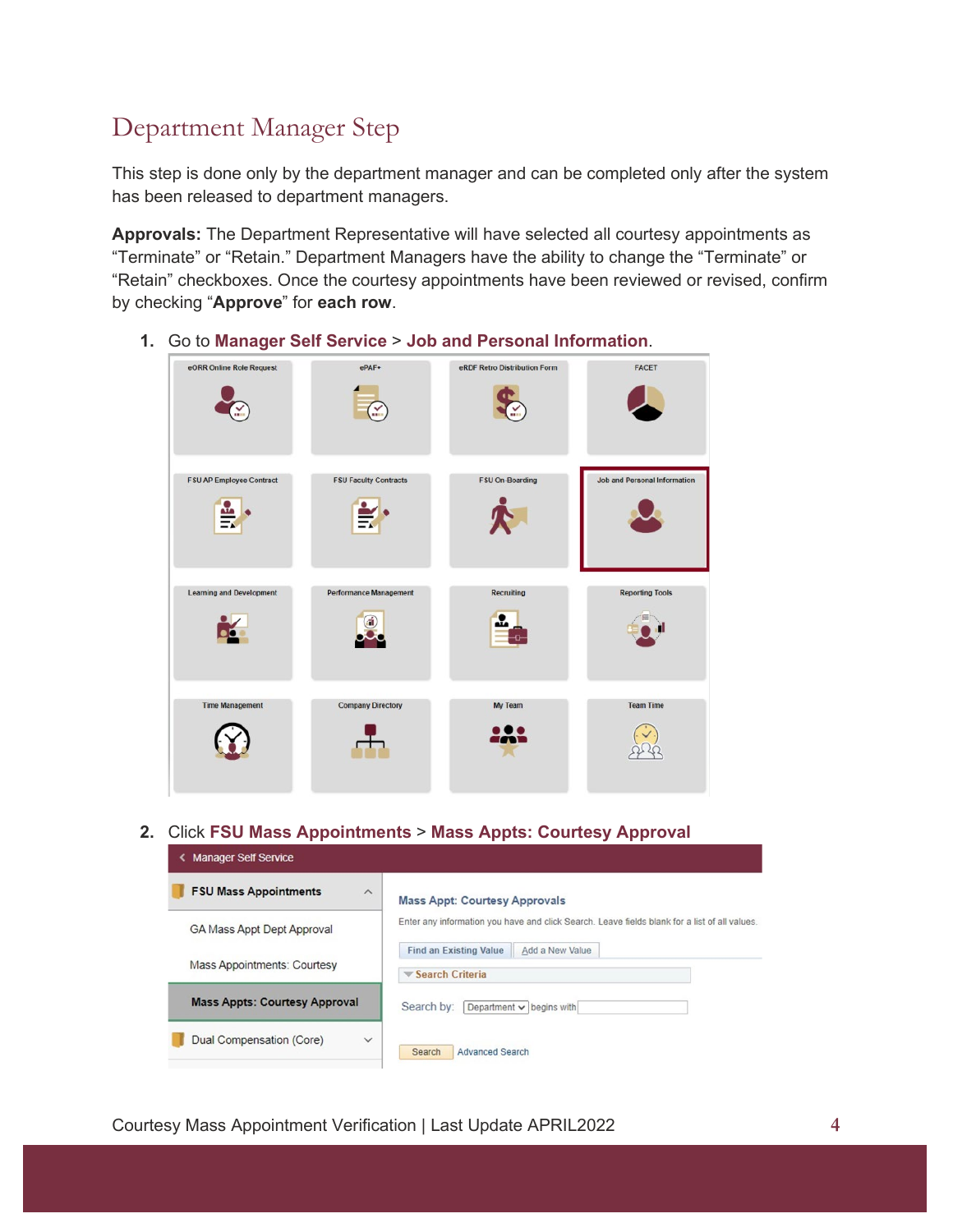# Department Manager Step

This step is done only by the department manager and can be completed only after the system has been released to department managers.

**Approvals:** The Department Representative will have selected all courtesy appointments as “Terminate” or “Retain.” Department Managers have the ability to change the “Terminate” or “Retain” checkboxes. Once the courtesy appointments have been reviewed or revised, confirm by checking “**Approve**” for **each row**.

1. Go to **Manager Self Service** > **Job and Personal Information**.

2. Click **FSU Mass Appointments** > **Mass Appts: Courtesy Approval**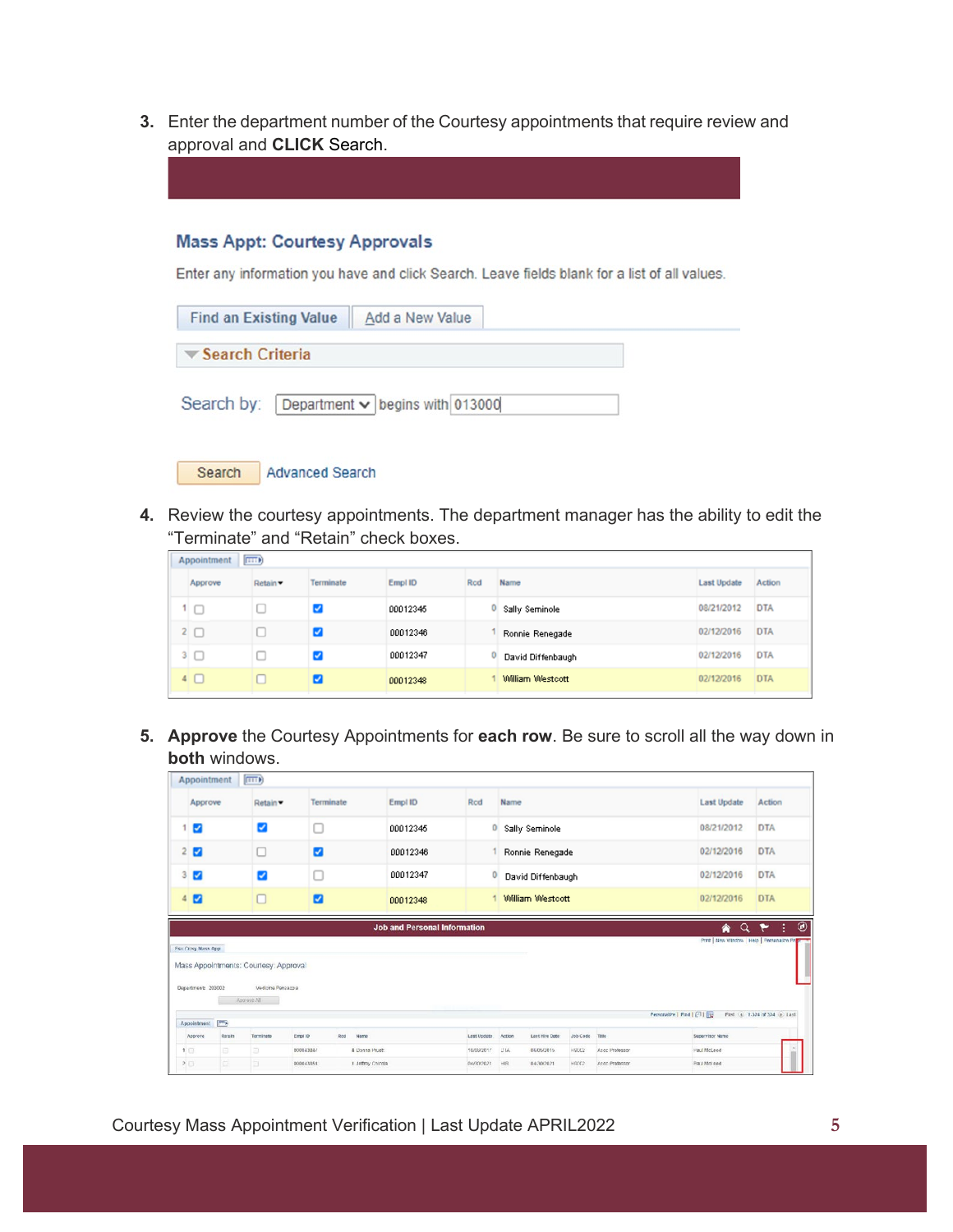3. Enter the department number of the Courtesy appointments that require review and approval and **CLICK** Search.

**Mass Appt: Courtesy Approvals**

Enter any information you have and click Search. Leave fields blank for a list of all values.

Find an Existing Value | Add a New Value

Search Criteria

Search by: Department begins with 013000

Search | Advanced Search

4. Review the courtesy appointments. The department manager has the ability to edit the "Terminate" and "Retain" check boxes.

| | Approve | Retain | Terminate | Empl ID | Rcd | Name | Last Update | Action |
|---|---|---|---|---|---|---|---|---|
| 1 | ☐ | ☐ | ☑ | 00012345 | 0 | Sally Seminole | 08/21/2012 | DTA |
| 2 | ☐ | ☐ | ☑ | 00012346 | 1 | Ronnie Renegade | 02/12/2016 | DTA |
| 3 | ☐ | ☐ | ☑ | 00012347 | 0 | David Diffenbaugh | 02/12/2016 | DTA |
| 4 | ☐ | ☐ | ☑ | 00012348 | 1 | William Westcott | 02/12/2016 | DTA |

5. **Approve** the Courtesy Appointments for **each row**. Be sure to scroll all the way down in **both** windows.

| | Approve | Retain | Terminate | Empl ID | Rcd | Name | Last Update | Action |
|---|---|---|---|---|---|---|---|---|
| 1 | ☑ | ☑ | ☐ | 00012345 | 0 | Sally Seminole | 08/21/2012 | DTA |
| 2 | ☑ | ☐ | ☑ | 00012346 | 1 | Ronnie Renegade | 02/12/2016 | DTA |
| 3 | ☑ | ☑ | ☐ | 00012347 | 0 | David Diffenbaugh | 02/12/2016 | DTA |
| 4 | ☑ | ☐ | ☑ | 00012348 | 1 | William Westcott | 02/12/2016 | DTA |

Job and Personal Information

Mass Appointments: Courtesy Approval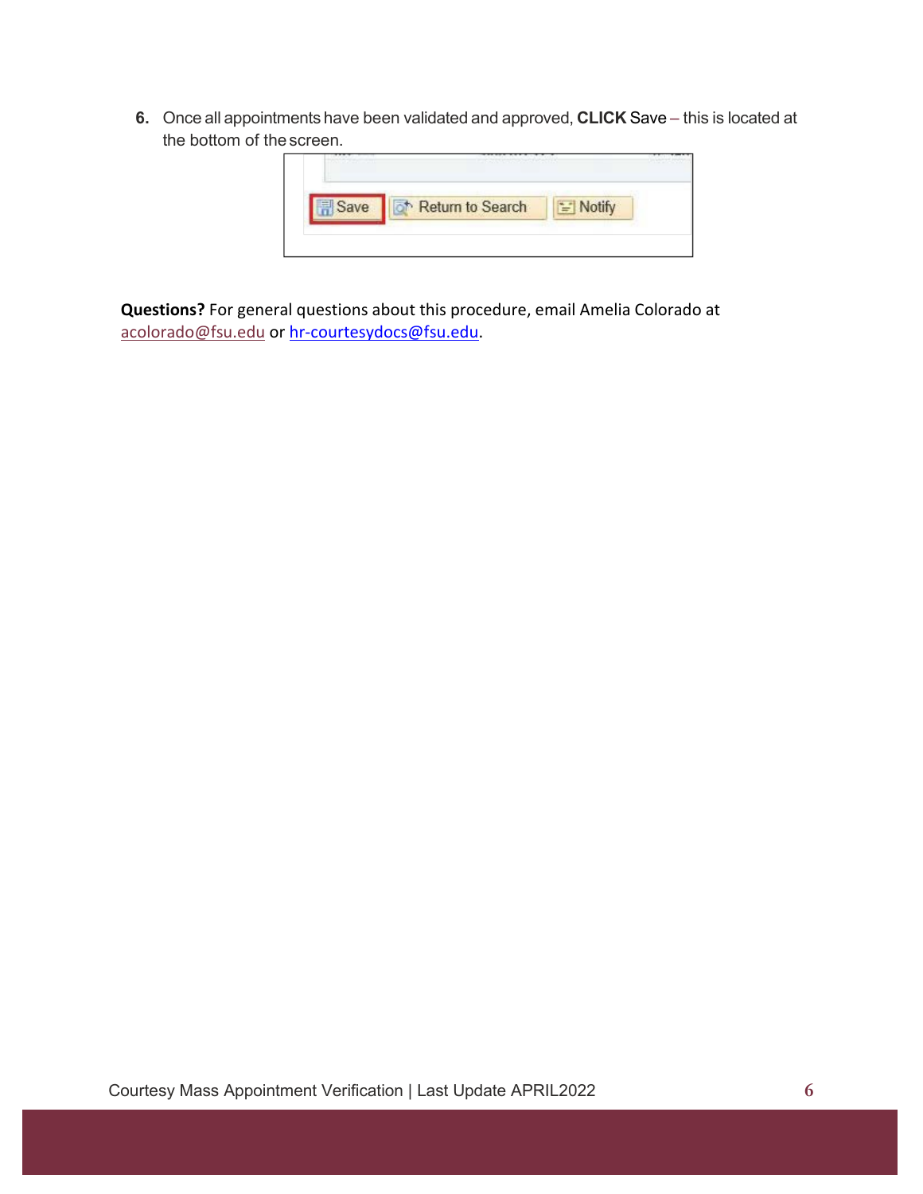6. Once all appointments have been validated and approved, **CLICK** Save – this is located at the bottom of the screen.

**Questions?** For general questions about this procedure, email Amelia Colorado at acolorado@fsu.edu or hr-courtesydocs@fsu.edu.